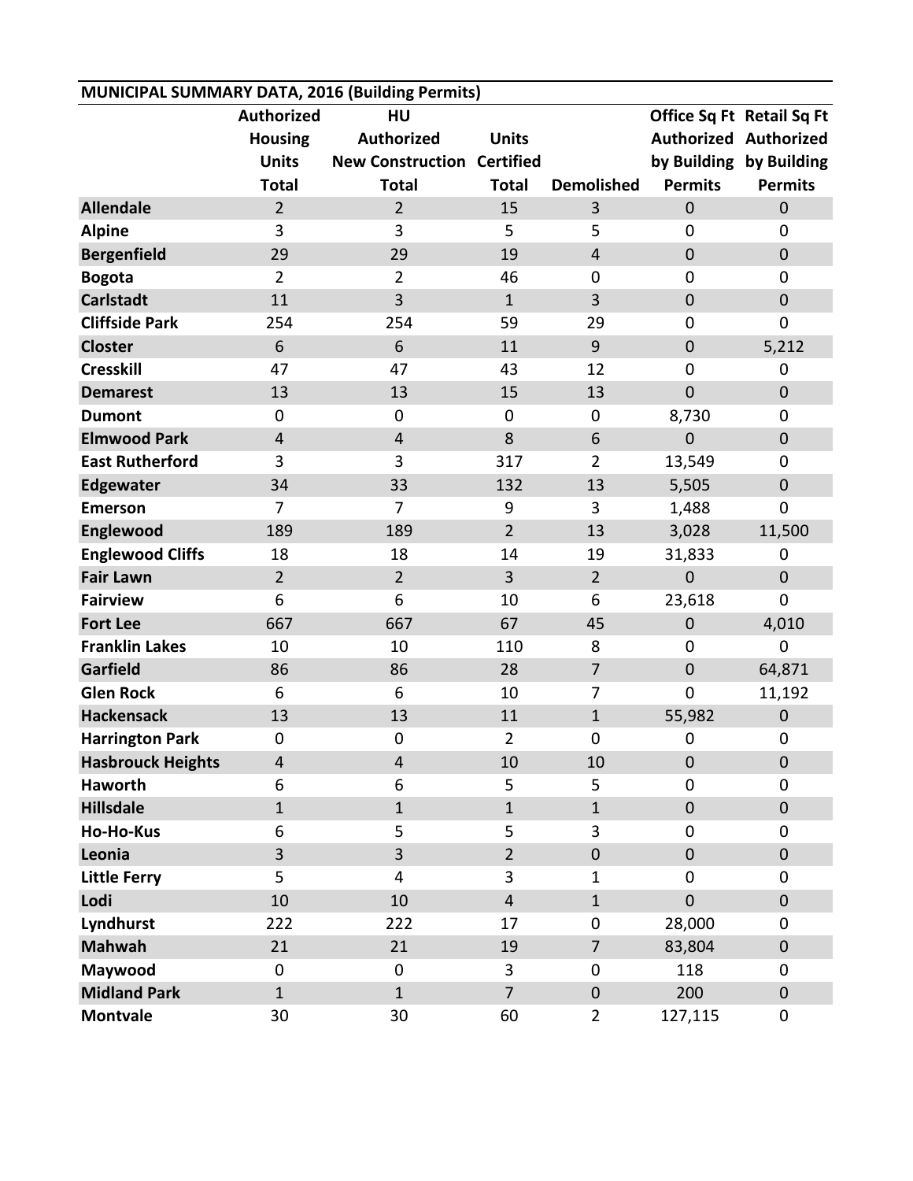**MUNICIPAL SUMMARY DATA, 2016 (Building Permits)**

| | Authorized Housing Units Total | HU Authorized New Construction Total | Units Certified Total | Demolished | Office Sq Ft Authorized by Building Permits | Retail Sq Ft Authorized by Building Permits |
|---|---|---|---|---|---|---|
| **Allendale** | 2 | 2 | 15 | 3 | 0 | 0 |
| **Alpine** | 3 | 3 | 5 | 5 | 0 | 0 |
| **Bergenfield** | 29 | 29 | 19 | 4 | 0 | 0 |
| **Bogota** | 2 | 2 | 46 | 0 | 0 | 0 |
| **Carlstadt** | 11 | 3 | 1 | 3 | 0 | 0 |
| **Cliffside Park** | 254 | 254 | 59 | 29 | 0 | 0 |
| **Closter** | 6 | 6 | 11 | 9 | 0 | 5,212 |
| **Cresskill** | 47 | 47 | 43 | 12 | 0 | 0 |
| **Demarest** | 13 | 13 | 15 | 13 | 0 | 0 |
| **Dumont** | 0 | 0 | 0 | 0 | 8,730 | 0 |
| **Elmwood Park** | 4 | 4 | 8 | 6 | 0 | 0 |
| **East Rutherford** | 3 | 3 | 317 | 2 | 13,549 | 0 |
| **Edgewater** | 34 | 33 | 132 | 13 | 5,505 | 0 |
| **Emerson** | 7 | 7 | 9 | 3 | 1,488 | 0 |
| **Englewood** | 189 | 189 | 2 | 13 | 3,028 | 11,500 |
| **Englewood Cliffs** | 18 | 18 | 14 | 19 | 31,833 | 0 |
| **Fair Lawn** | 2 | 2 | 3 | 2 | 0 | 0 |
| **Fairview** | 6 | 6 | 10 | 6 | 23,618 | 0 |
| **Fort Lee** | 667 | 667 | 67 | 45 | 0 | 4,010 |
| **Franklin Lakes** | 10 | 10 | 110 | 8 | 0 | 0 |
| **Garfield** | 86 | 86 | 28 | 7 | 0 | 64,871 |
| **Glen Rock** | 6 | 6 | 10 | 7 | 0 | 11,192 |
| **Hackensack** | 13 | 13 | 11 | 1 | 55,982 | 0 |
| **Harrington Park** | 0 | 0 | 2 | 0 | 0 | 0 |
| **Hasbrouck Heights** | 4 | 4 | 10 | 10 | 0 | 0 |
| **Haworth** | 6 | 6 | 5 | 5 | 0 | 0 |
| **Hillsdale** | 1 | 1 | 1 | 1 | 0 | 0 |
| **Ho-Ho-Kus** | 6 | 5 | 5 | 3 | 0 | 0 |
| **Leonia** | 3 | 3 | 2 | 0 | 0 | 0 |
| **Little Ferry** | 5 | 4 | 3 | 1 | 0 | 0 |
| **Lodi** | 10 | 10 | 4 | 1 | 0 | 0 |
| **Lyndhurst** | 222 | 222 | 17 | 0 | 28,000 | 0 |
| **Mahwah** | 21 | 21 | 19 | 7 | 83,804 | 0 |
| **Maywood** | 0 | 0 | 3 | 0 | 118 | 0 |
| **Midland Park** | 1 | 1 | 7 | 0 | 200 | 0 |
| **Montvale** | 30 | 30 | 60 | 2 | 127,115 | 0 |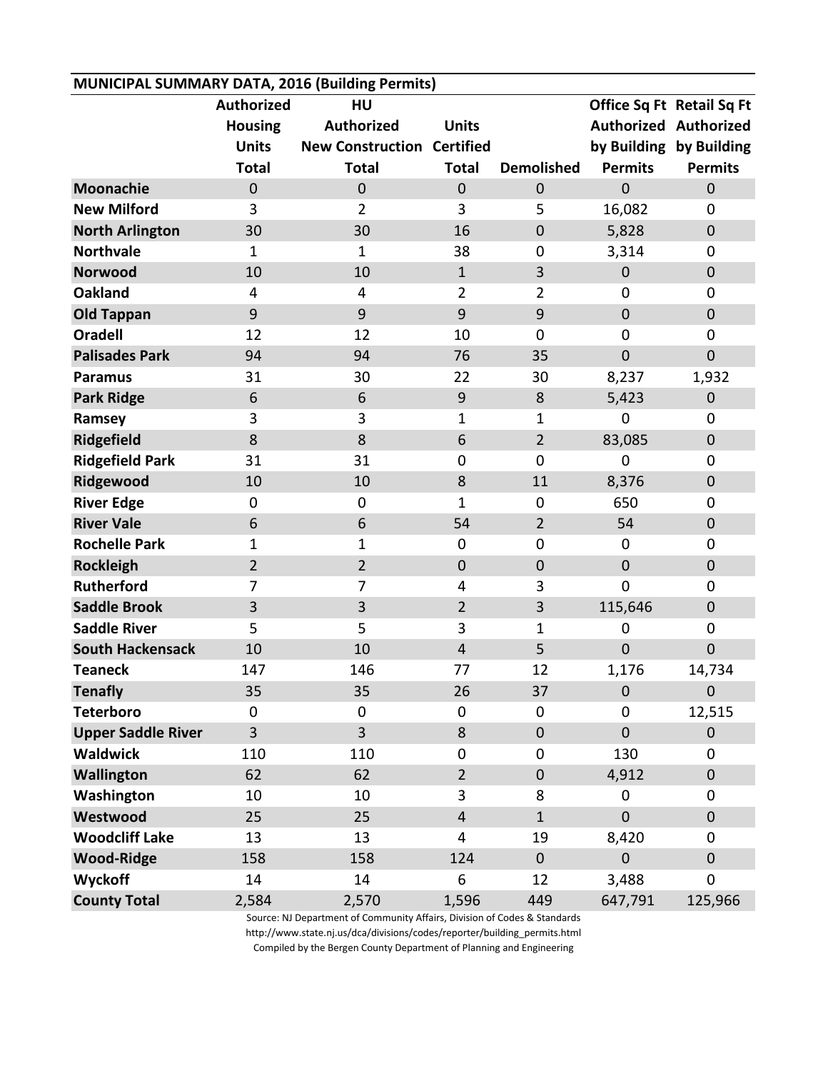## MUNICIPAL SUMMARY DATA, 2016 (Building Permits)

| | Authorized Housing Units Total | HU Authorized New Construction Total | Units Certified Total | Demolished | Office Sq Ft Authorized by Building Permits | Retail Sq Ft Authorized by Building Permits |
|---|---|---|---|---|---|---|
| **Moonachie** | 0 | 0 | 0 | 0 | 0 | 0 |
| **New Milford** | 3 | 2 | 3 | 5 | 16,082 | 0 |
| **North Arlington** | 30 | 30 | 16 | 0 | 5,828 | 0 |
| **Northvale** | 1 | 1 | 38 | 0 | 3,314 | 0 |
| **Norwood** | 10 | 10 | 1 | 3 | 0 | 0 |
| **Oakland** | 4 | 4 | 2 | 2 | 0 | 0 |
| **Old Tappan** | 9 | 9 | 9 | 9 | 0 | 0 |
| **Oradell** | 12 | 12 | 10 | 0 | 0 | 0 |
| **Palisades Park** | 94 | 94 | 76 | 35 | 0 | 0 |
| **Paramus** | 31 | 30 | 22 | 30 | 8,237 | 1,932 |
| **Park Ridge** | 6 | 6 | 9 | 8 | 5,423 | 0 |
| **Ramsey** | 3 | 3 | 1 | 1 | 0 | 0 |
| **Ridgefield** | 8 | 8 | 6 | 2 | 83,085 | 0 |
| **Ridgefield Park** | 31 | 31 | 0 | 0 | 0 | 0 |
| **Ridgewood** | 10 | 10 | 8 | 11 | 8,376 | 0 |
| **River Edge** | 0 | 0 | 1 | 0 | 650 | 0 |
| **River Vale** | 6 | 6 | 54 | 2 | 54 | 0 |
| **Rochelle Park** | 1 | 1 | 0 | 0 | 0 | 0 |
| **Rockleigh** | 2 | 2 | 0 | 0 | 0 | 0 |
| **Rutherford** | 7 | 7 | 4 | 3 | 0 | 0 |
| **Saddle Brook** | 3 | 3 | 2 | 3 | 115,646 | 0 |
| **Saddle River** | 5 | 5 | 3 | 1 | 0 | 0 |
| **South Hackensack** | 10 | 10 | 4 | 5 | 0 | 0 |
| **Teaneck** | 147 | 146 | 77 | 12 | 1,176 | 14,734 |
| **Tenafly** | 35 | 35 | 26 | 37 | 0 | 0 |
| **Teterboro** | 0 | 0 | 0 | 0 | 0 | 12,515 |
| **Upper Saddle River** | 3 | 3 | 8 | 0 | 0 | 0 |
| **Waldwick** | 110 | 110 | 0 | 0 | 130 | 0 |
| **Wallington** | 62 | 62 | 2 | 0 | 4,912 | 0 |
| **Washington** | 10 | 10 | 3 | 8 | 0 | 0 |
| **Westwood** | 25 | 25 | 4 | 1 | 0 | 0 |
| **Woodcliff Lake** | 13 | 13 | 4 | 19 | 8,420 | 0 |
| **Wood-Ridge** | 158 | 158 | 124 | 0 | 0 | 0 |
| **Wyckoff** | 14 | 14 | 6 | 12 | 3,488 | 0 |
| **County Total** | 2,584 | 2,570 | 1,596 | 449 | 647,791 | 125,966 |

Source: NJ Department of Community Affairs, Division of Codes & Standards
http://www.state.nj.us/dca/divisions/codes/reporter/building_permits.html
Compiled by the Bergen County Department of Planning and Engineering